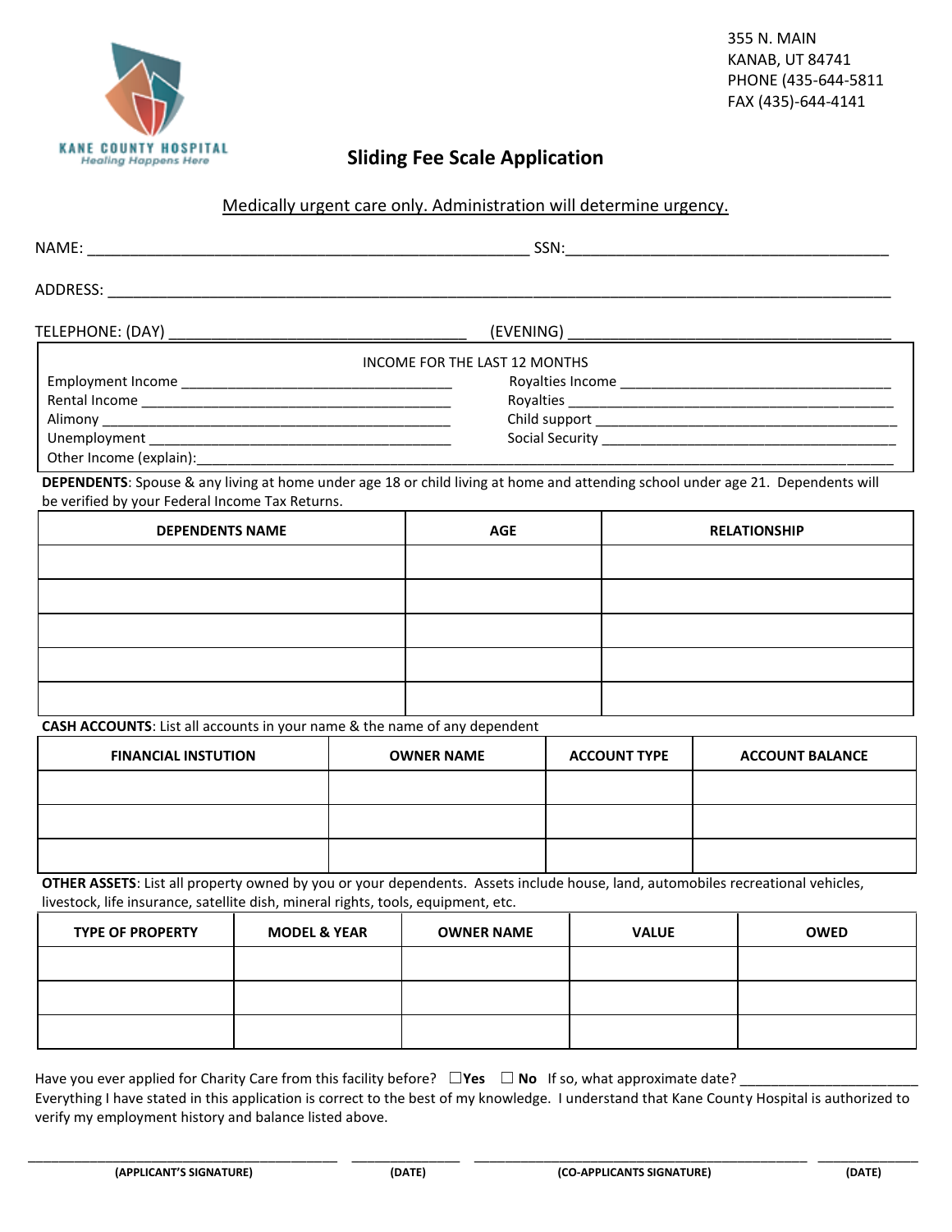KANE COUNTY HOSPITAL
Healing Happens Here

355 N. MAIN
KANAB, UT 84741
PHONE (435-644-5811
FAX (435)-644-4141

# Sliding Fee Scale Application

Medically urgent care only. Administration will determine urgency.

NAME: ____________________________________________________ SSN:______________________________________

ADDRESS: __________________________________________________________________________________________

TELEPHONE: (DAY) ___________________________________ (EVENING) ______________________________________

INCOME FOR THE LAST 12 MONTHS

Employment Income ___________________________________ Royalties Income ___________________________________

Rental Income _________________________________________ Royalties ___________________________________________

Alimony _____________________________________________ Child support ________________________________________

Unemployment _______________________________________ Social Security _______________________________________

Other Income (explain):_______________________________________________________________________________________

**DEPENDENTS**: Spouse & any living at home under age 18 or child living at home and attending school under age 21. Dependents will be verified by your Federal Income Tax Returns.

| DEPENDENTS NAME | AGE | RELATIONSHIP |
| --- | --- | --- |
| | | |
| | | |
| | | |
| | | |
| | | |

**CASH ACCOUNTS**: List all accounts in your name & the name of any dependent

| FINANCIAL INSTUTION | OWNER NAME | ACCOUNT TYPE | ACCOUNT BALANCE |
| --- | --- | --- | --- |
| | | | |
| | | | |
| | | | |

**OTHER ASSETS**: List all property owned by you or your dependents. Assets include house, land, automobiles recreational vehicles, livestock, life insurance, satellite dish, mineral rights, tools, equipment, etc.

| TYPE OF PROPERTY | MODEL & YEAR | OWNER NAME | VALUE | OWED |
| --- | --- | --- | --- | --- |
| | | | | |
| | | | | |
| | | | | |

Have you ever applied for Charity Care from this facility before? ☐**Yes** ☐ **No** If so, what approximate date? _______________________

Everything I have stated in this application is correct to the best of my knowledge. I understand that Kane County Hospital is authorized to verify my employment history and balance listed above.

_________________________________________ _______________ _____________________________________________ _______________

**(APPLICANT'S SIGNATURE)** **(DATE)** **(CO-APPLICANTS SIGNATURE)** **(DATE)**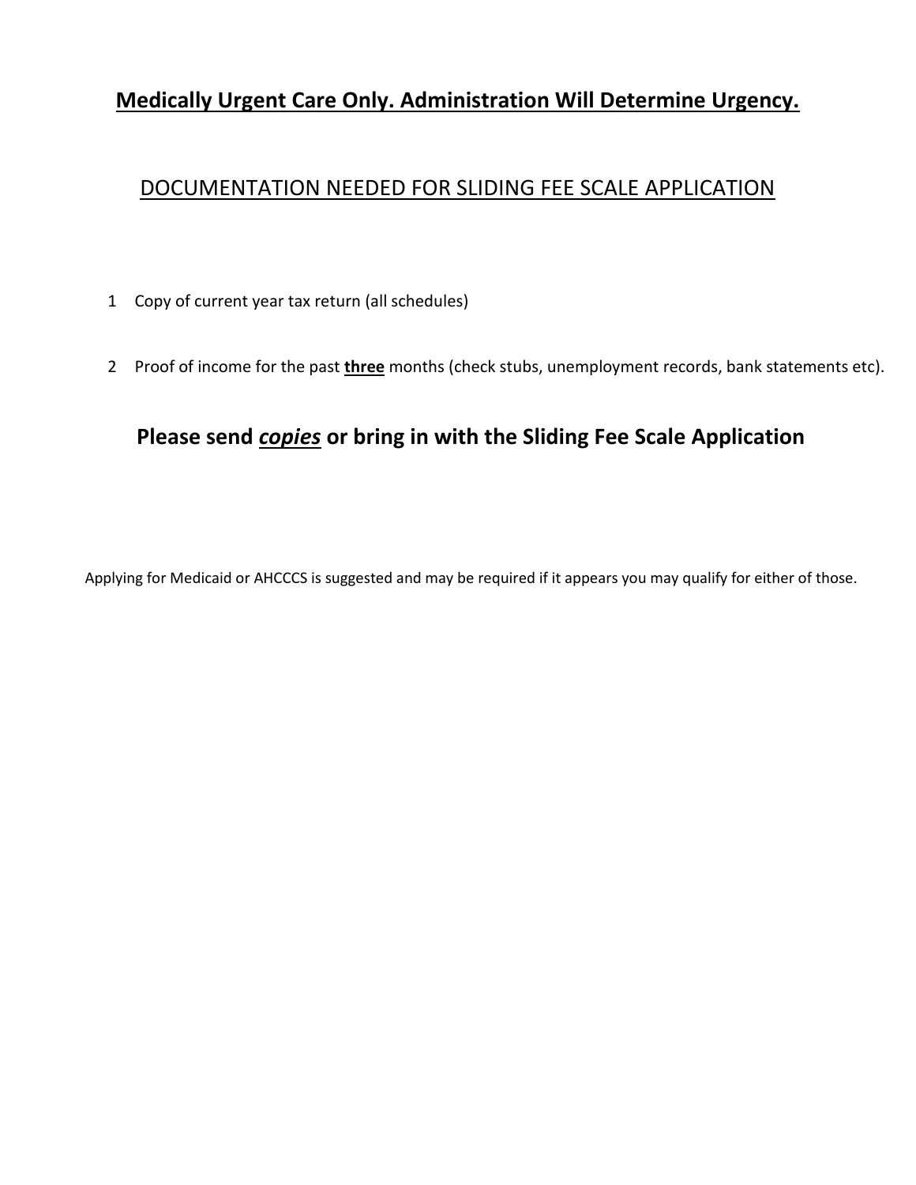## **Medically Urgent Care Only. Administration Will Determine Urgency.**

## DOCUMENTATION NEEDED FOR SLIDING FEE SCALE APPLICATION

1. Copy of current year tax return (all schedules)
2. Proof of income for the past **three** months (check stubs, unemployment records, bank statements etc).

## **Please send *copies* or bring in with the Sliding Fee Scale Application**

Applying for Medicaid or AHCCCS is suggested and may be required if it appears you may qualify for either of those.